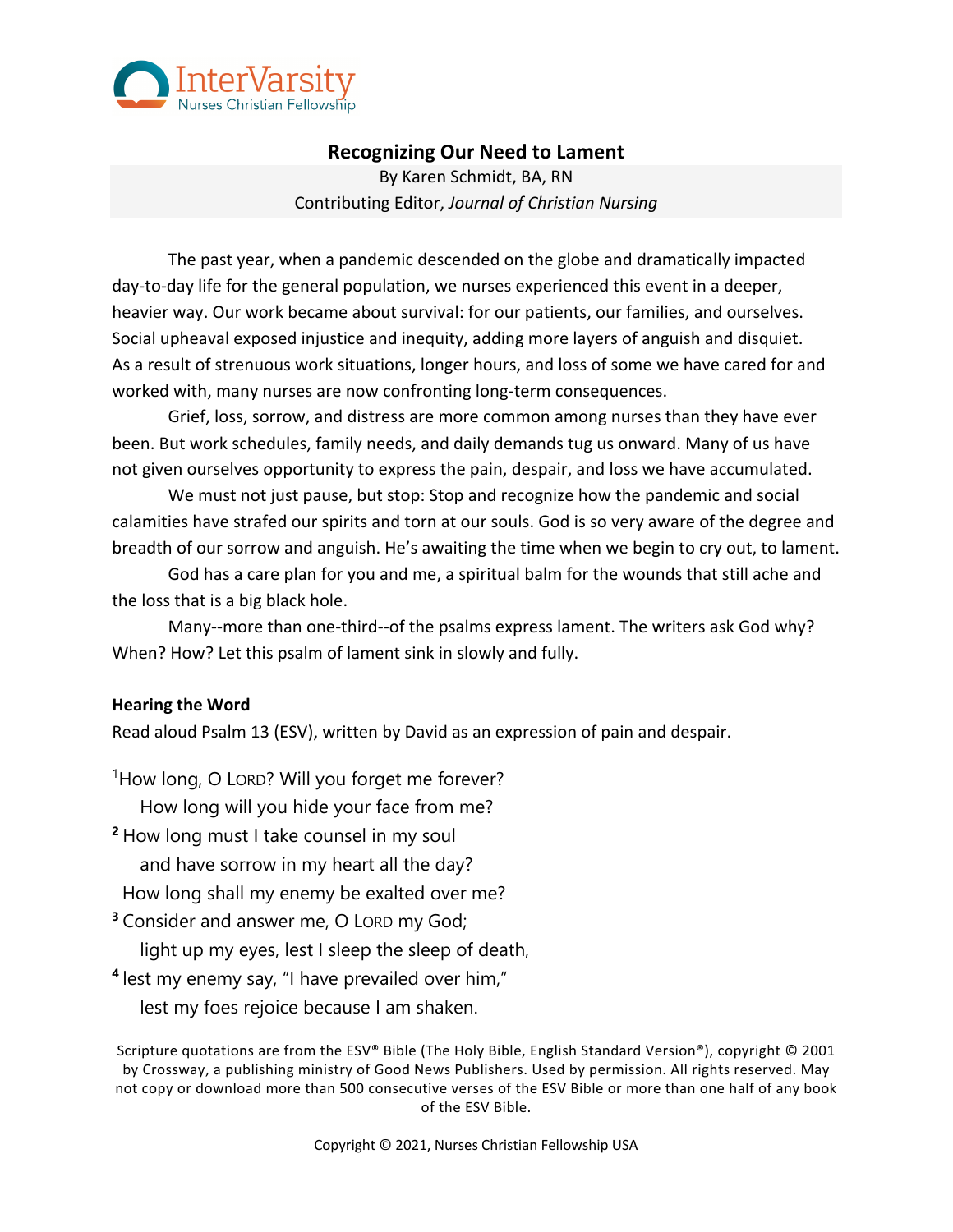InterVarsity
Nurses Christian Fellowship

# Recognizing Our Need to Lament

By Karen Schmidt, BA, RN
Contributing Editor, *Journal of Christian Nursing*

The past year, when a pandemic descended on the globe and dramatically impacted day-to-day life for the general population, we nurses experienced this event in a deeper, heavier way. Our work became about survival: for our patients, our families, and ourselves. Social upheaval exposed injustice and inequity, adding more layers of anguish and disquiet. As a result of strenuous work situations, longer hours, and loss of some we have cared for and worked with, many nurses are now confronting long-term consequences.

Grief, loss, sorrow, and distress are more common among nurses than they have ever been. But work schedules, family needs, and daily demands tug us onward. Many of us have not given ourselves opportunity to express the pain, despair, and loss we have accumulated.

We must not just pause, but stop: Stop and recognize how the pandemic and social calamities have strafed our spirits and torn at our souls. God is so very aware of the degree and breadth of our sorrow and anguish. He's awaiting the time when we begin to cry out, to lament.

God has a care plan for you and me, a spiritual balm for the wounds that still ache and the loss that is a big black hole.

Many--more than one-third--of the psalms express lament. The writers ask God why? When? How? Let this psalm of lament sink in slowly and fully.

**Hearing the Word**

Read aloud Psalm 13 (ESV), written by David as an expression of pain and despair.

[1] How long, O LORD? Will you forget me forever?
How long will you hide your face from me?
[2] How long must I take counsel in my soul
and have sorrow in my heart all the day?
How long shall my enemy be exalted over me?
[3] Consider and answer me, O LORD my God;
light up my eyes, lest I sleep the sleep of death,
[4] lest my enemy say, "I have prevailed over him,"
lest my foes rejoice because I am shaken.

Scripture quotations are from the ESV® Bible (The Holy Bible, English Standard Version®), copyright © 2001 by Crossway, a publishing ministry of Good News Publishers. Used by permission. All rights reserved. May not copy or download more than 500 consecutive verses of the ESV Bible or more than one half of any book of the ESV Bible.

Copyright © 2021, Nurses Christian Fellowship USA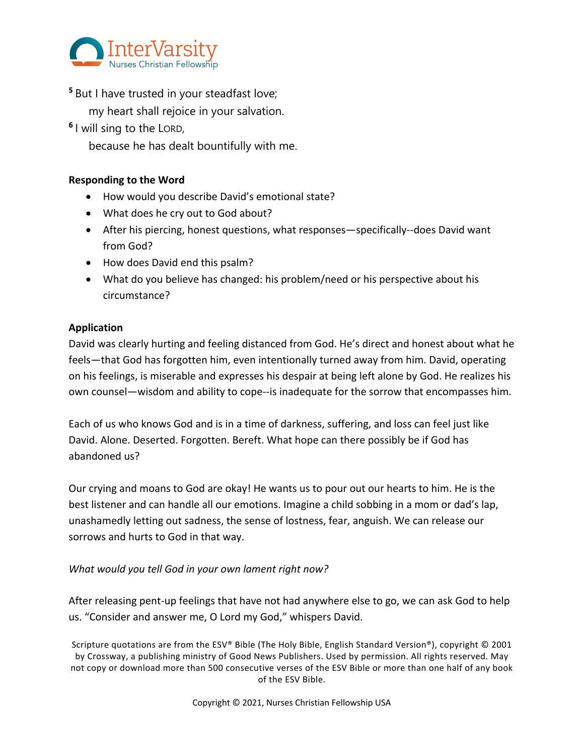[5] But I have trusted in your steadfast love;
 my heart shall rejoice in your salvation.
[6] I will sing to the LORD,
 because he has dealt bountifully with me.

**Responding to the Word**

- How would you describe David's emotional state?
- What does he cry out to God about?
- After his piercing, honest questions, what responses—specifically--does David want from God?
- How does David end this psalm?
- What do you believe has changed: his problem/need or his perspective about his circumstance?

**Application**

David was clearly hurting and feeling distanced from God. He's direct and honest about what he feels—that God has forgotten him, even intentionally turned away from him. David, operating on his feelings, is miserable and expresses his despair at being left alone by God. He realizes his own counsel—wisdom and ability to cope--is inadequate for the sorrow that encompasses him.

Each of us who knows God and is in a time of darkness, suffering, and loss can feel just like David. Alone. Deserted. Forgotten. Bereft. What hope can there possibly be if God has abandoned us?

Our crying and moans to God are okay! He wants us to pour out our hearts to him. He is the best listener and can handle all our emotions. Imagine a child sobbing in a mom or dad's lap, unashamedly letting out sadness, the sense of lostness, fear, anguish. We can release our sorrows and hurts to God in that way.

*What would you tell God in your own lament right now?*

After releasing pent-up feelings that have not had anywhere else to go, we can ask God to help us. "Consider and answer me, O Lord my God," whispers David.

Scripture quotations are from the ESV® Bible (The Holy Bible, English Standard Version®), copyright © 2001 by Crossway, a publishing ministry of Good News Publishers. Used by permission. All rights reserved. May not copy or download more than 500 consecutive verses of the ESV Bible or more than one half of any book of the ESV Bible.

Copyright © 2021, Nurses Christian Fellowship USA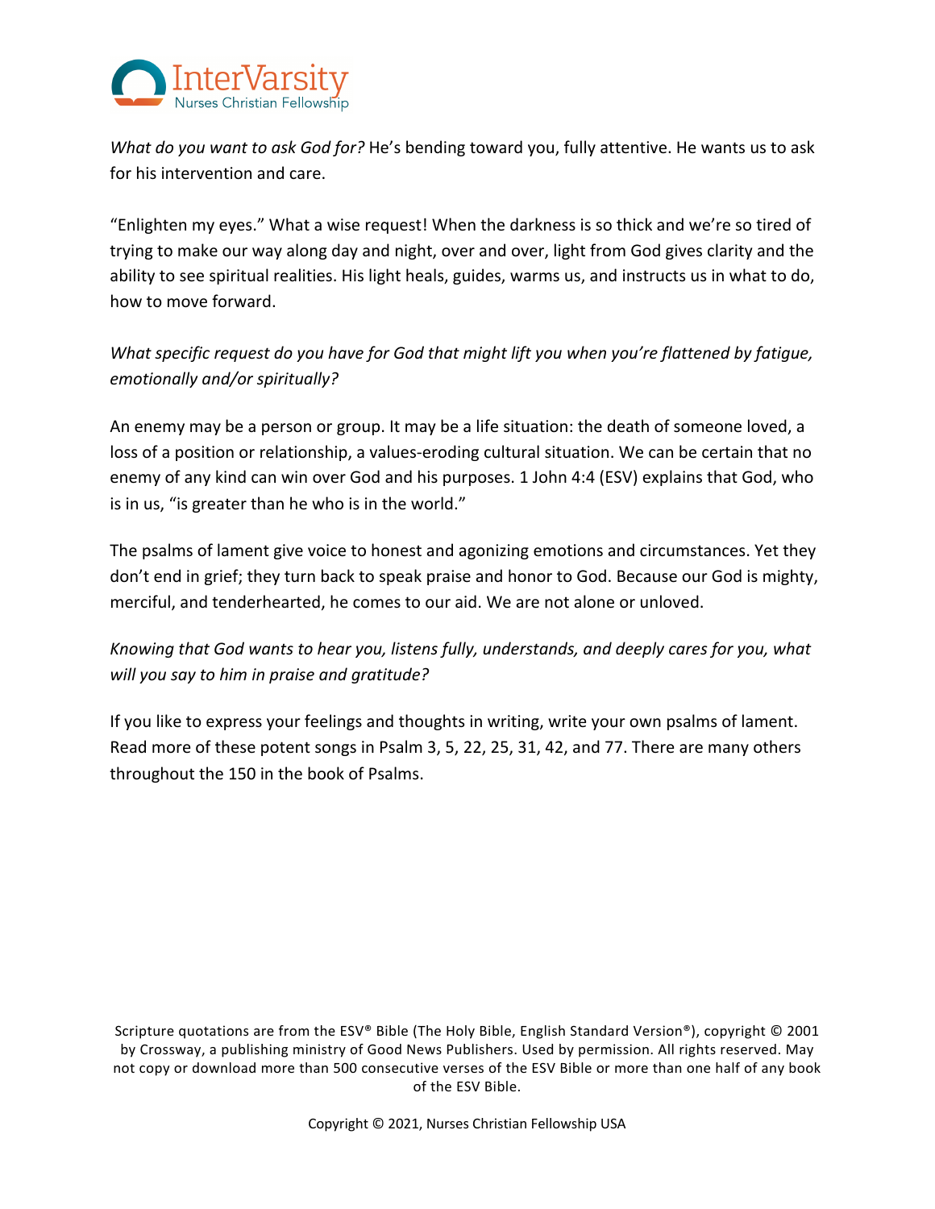*What do you want to ask God for?* He's bending toward you, fully attentive. He wants us to ask for his intervention and care.

"Enlighten my eyes." What a wise request! When the darkness is so thick and we're so tired of trying to make our way along day and night, over and over, light from God gives clarity and the ability to see spiritual realities. His light heals, guides, warms us, and instructs us in what to do, how to move forward.

*What specific request do you have for God that might lift you when you're flattened by fatigue, emotionally and/or spiritually?*

An enemy may be a person or group. It may be a life situation: the death of someone loved, a loss of a position or relationship, a values-eroding cultural situation. We can be certain that no enemy of any kind can win over God and his purposes. 1 John 4:4 (ESV) explains that God, who is in us, "is greater than he who is in the world."

The psalms of lament give voice to honest and agonizing emotions and circumstances. Yet they don't end in grief; they turn back to speak praise and honor to God. Because our God is mighty, merciful, and tenderhearted, he comes to our aid. We are not alone or unloved.

*Knowing that God wants to hear you, listens fully, understands, and deeply cares for you, what will you say to him in praise and gratitude?*

If you like to express your feelings and thoughts in writing, write your own psalms of lament. Read more of these potent songs in Psalm 3, 5, 22, 25, 31, 42, and 77. There are many others throughout the 150 in the book of Psalms.

Scripture quotations are from the ESV® Bible (The Holy Bible, English Standard Version®), copyright © 2001 by Crossway, a publishing ministry of Good News Publishers. Used by permission. All rights reserved. May not copy or download more than 500 consecutive verses of the ESV Bible or more than one half of any book of the ESV Bible.

Copyright © 2021, Nurses Christian Fellowship USA